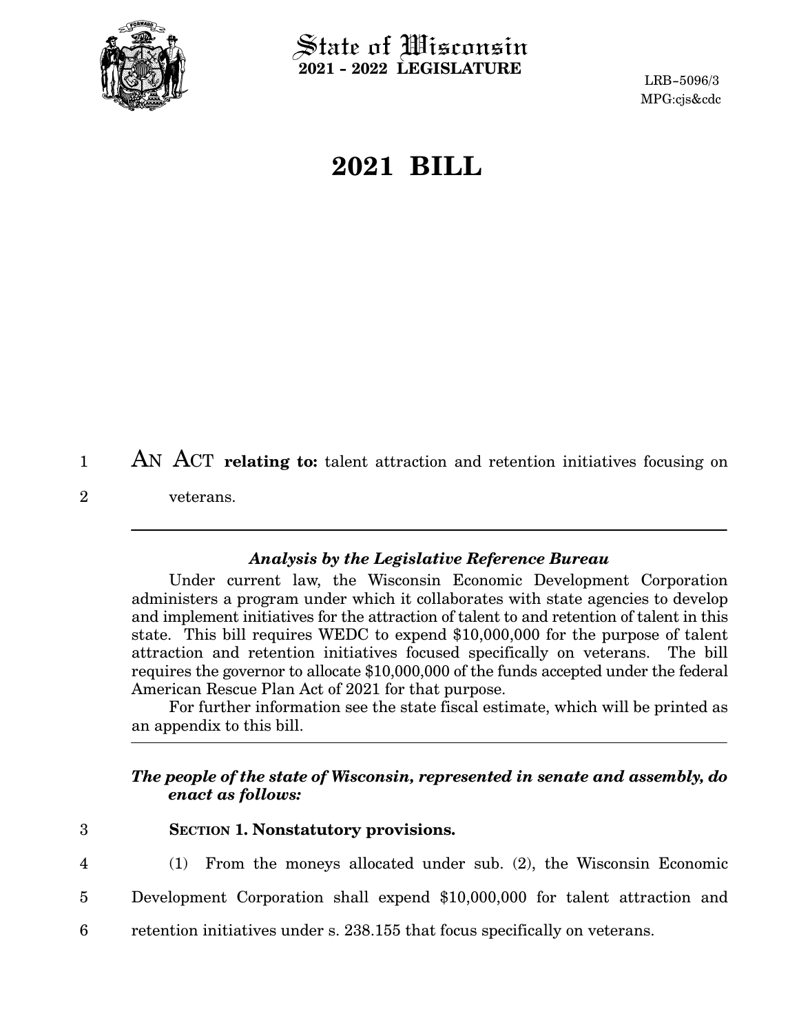# State of Wisconsin
**2021 - 2022 LEGISLATURE**

LRB-5096/3
MPG:cjs&cdc

# 2021 BILL

AN ACT **relating to:** talent attraction and retention initiatives focusing on veterans.

---

### *Analysis by the Legislative Reference Bureau*

Under current law, the Wisconsin Economic Development Corporation administers a program under which it collaborates with state agencies to develop and implement initiatives for the attraction of talent to and retention of talent in this state. This bill requires WEDC to expend $10,000,000 for the purpose of talent attraction and retention initiatives focused specifically on veterans. The bill requires the governor to allocate $10,000,000 of the funds accepted under the federal American Rescue Plan Act of 2021 for that purpose.

For further information see the state fiscal estimate, which will be printed as an appendix to this bill.

---

***The people of the state of Wisconsin, represented in senate and assembly, do enact as follows:***

**SECTION 1. Nonstatutory provisions.**

(1) From the moneys allocated under sub. (2), the Wisconsin Economic Development Corporation shall expend $10,000,000 for talent attraction and retention initiatives under s. 238.155 that focus specifically on veterans.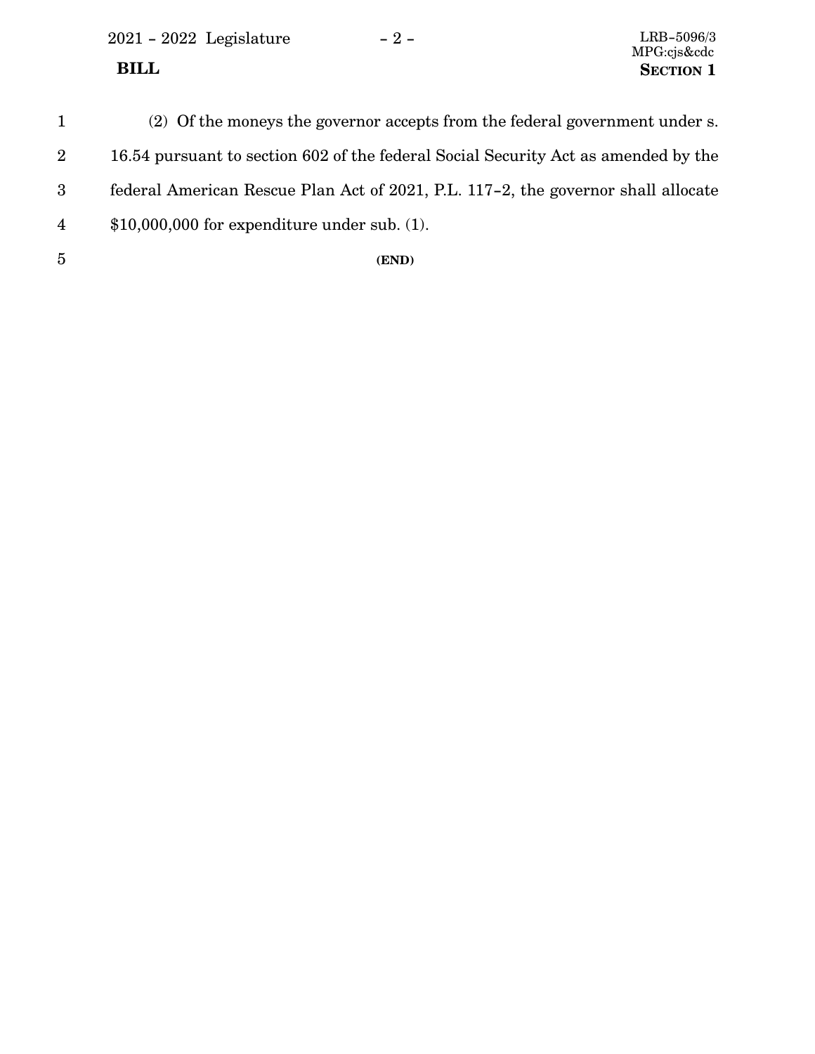(2) Of the moneys the governor accepts from the federal government under s. 16.54 pursuant to section 602 of the federal Social Security Act as amended by the federal American Rescue Plan Act of 2021, P.L. 117-2, the governor shall allocate $10,000,000 for expenditure under sub. (1).

**(END)**